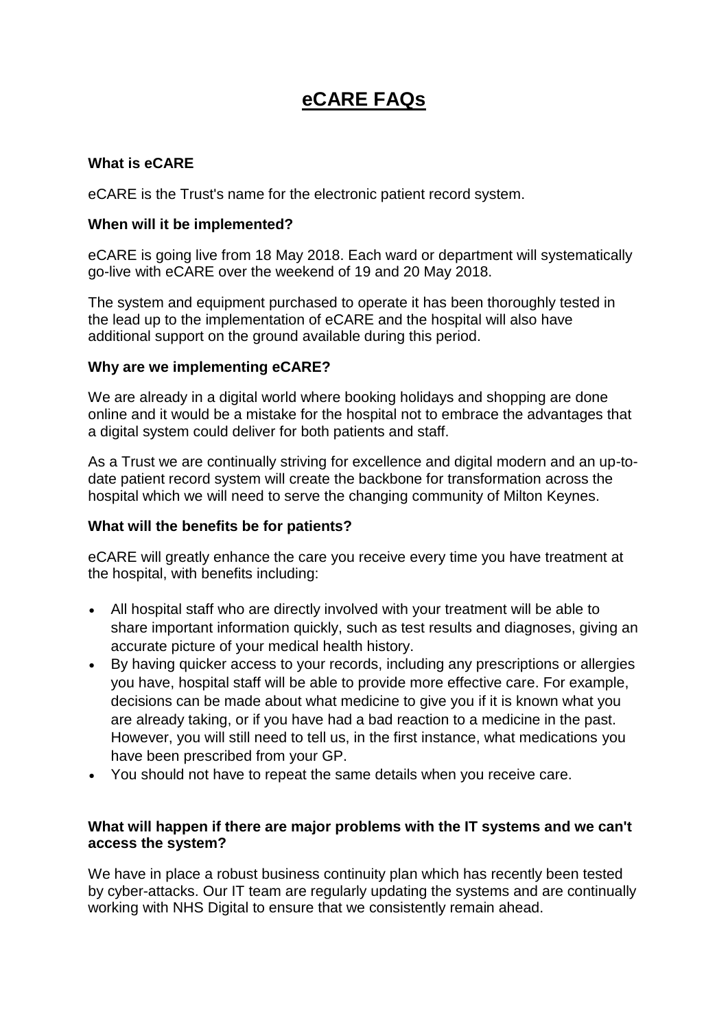# eCARE FAQs

**What is eCARE**

eCARE is the Trust's name for the electronic patient record system.

**When will it be implemented?**

eCARE is going live from 18 May 2018. Each ward or department will systematically go-live with eCARE over the weekend of 19 and 20 May 2018.

The system and equipment purchased to operate it has been thoroughly tested in the lead up to the implementation of eCARE and the hospital will also have additional support on the ground available during this period.

**Why are we implementing eCARE?**

We are already in a digital world where booking holidays and shopping are done online and it would be a mistake for the hospital not to embrace the advantages that a digital system could deliver for both patients and staff.

As a Trust we are continually striving for excellence and digital modern and an up-to-date patient record system will create the backbone for transformation across the hospital which we will need to serve the changing community of Milton Keynes.

**What will the benefits be for patients?**

eCARE will greatly enhance the care you receive every time you have treatment at the hospital, with benefits including:

- All hospital staff who are directly involved with your treatment will be able to share important information quickly, such as test results and diagnoses, giving an accurate picture of your medical health history.
- By having quicker access to your records, including any prescriptions or allergies you have, hospital staff will be able to provide more effective care. For example, decisions can be made about what medicine to give you if it is known what you are already taking, or if you have had a bad reaction to a medicine in the past. However, you will still need to tell us, in the first instance, what medications you have been prescribed from your GP.
- You should not have to repeat the same details when you receive care.

**What will happen if there are major problems with the IT systems and we can't access the system?**

We have in place a robust business continuity plan which has recently been tested by cyber-attacks. Our IT team are regularly updating the systems and are continually working with NHS Digital to ensure that we consistently remain ahead.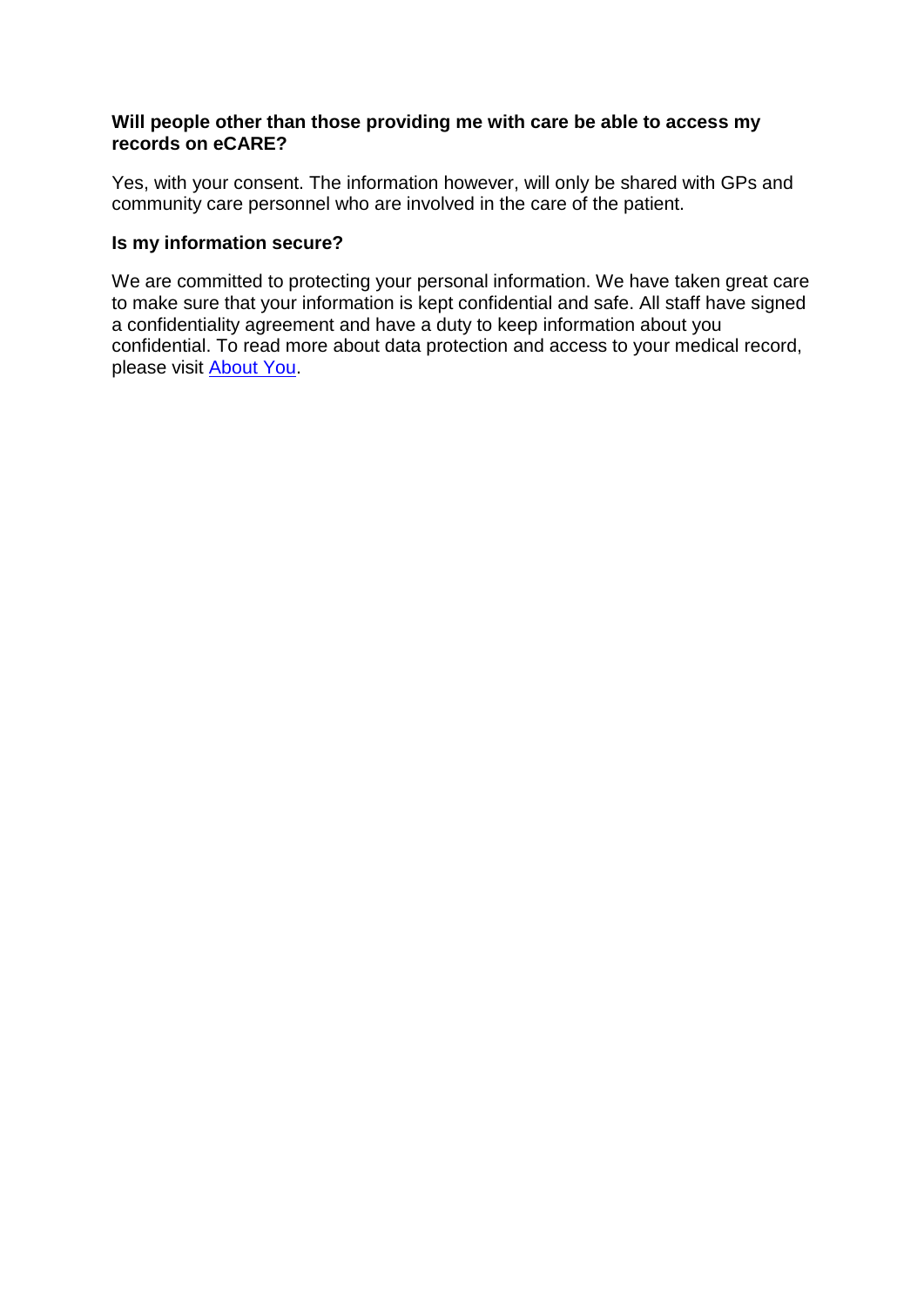**Will people other than those providing me with care be able to access my records on eCARE?**

Yes, with your consent. The information however, will only be shared with GPs and community care personnel who are involved in the care of the patient.

**Is my information secure?**

We are committed to protecting your personal information. We have taken great care to make sure that your information is kept confidential and safe. All staff have signed a confidentiality agreement and have a duty to keep information about you confidential. To read more about data protection and access to your medical record, please visit About You.